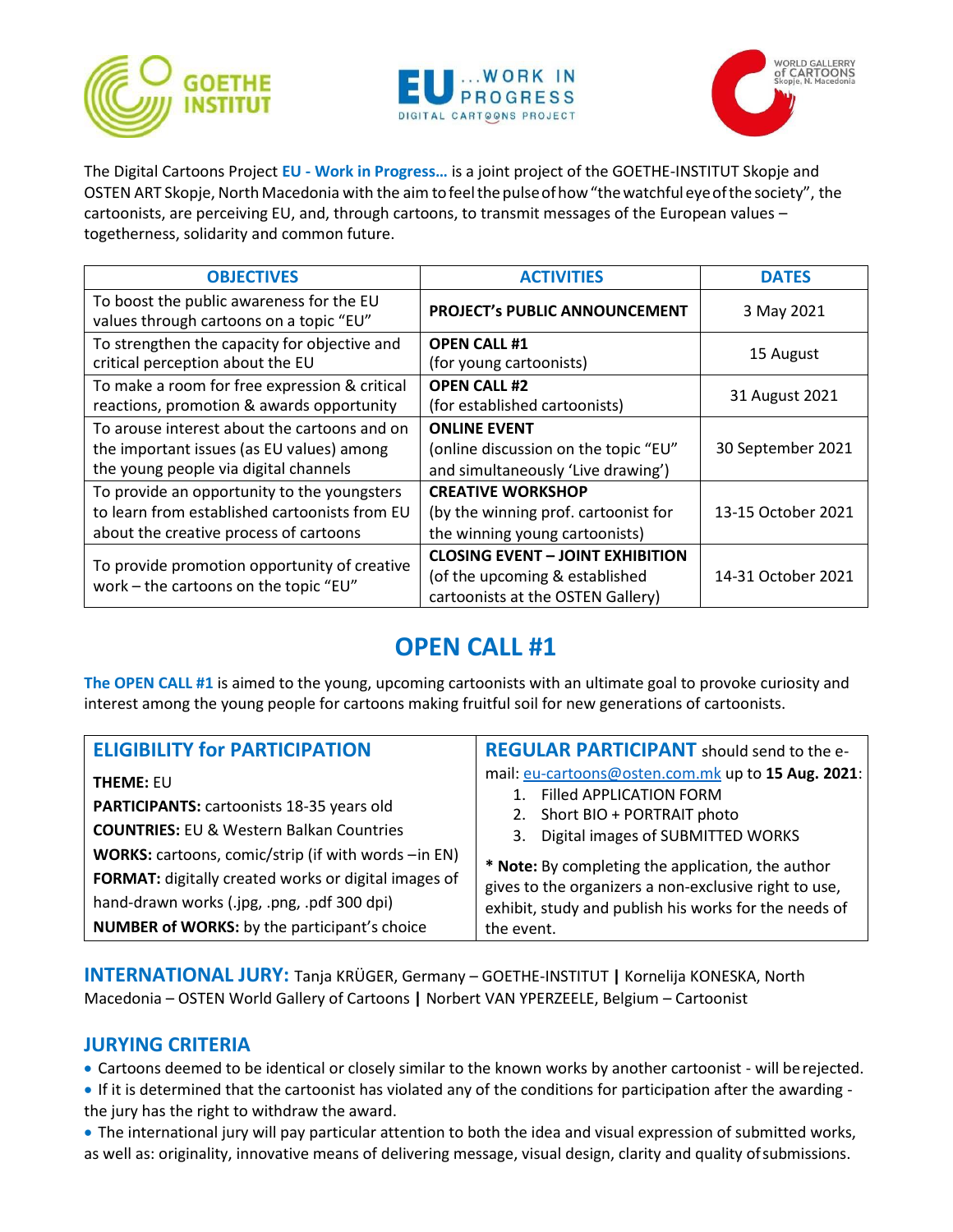The Digital Cartoons Project **EU - Work in Progress…** is a joint project of the GOETHE-INSTITUT Skopje and OSTEN ART Skopje, North Macedonia with the aim to feel the pulse of how "the watchful eye of the society", the cartoonists, are perceiving EU, and, through cartoons, to transmit messages of the European values – togetherness, solidarity and common future.

| OBJECTIVES | ACTIVITIES | DATES |
|---|---|---|
| To boost the public awareness for the EU values through cartoons on a topic "EU" | **PROJECT's PUBLIC ANNOUNCEMENT** | 3 May 2021 |
| To strengthen the capacity for objective and critical perception about the EU | **OPEN CALL #1** (for young cartoonists) | 15 August |
| To make a room for free expression & critical reactions, promotion & awards opportunity | **OPEN CALL #2** (for established cartoonists) | 31 August 2021 |
| To arouse interest about the cartoons and on the important issues (as EU values) among the young people via digital channels | **ONLINE EVENT** (online discussion on the topic "EU" and simultaneously 'Live drawing') | 30 September 2021 |
| To provide an opportunity to the youngsters to learn from established cartoonists from EU about the creative process of cartoons | **CREATIVE WORKSHOP** (by the winning prof. cartoonist for the winning young cartoonists) | 13-15 October 2021 |
| To provide promotion opportunity of creative work – the cartoons on the topic "EU" | **CLOSING EVENT – JOINT EXHIBITION** (of the upcoming & established cartoonists at the OSTEN Gallery) | 14-31 October 2021 |

# OPEN CALL #1

**The OPEN CALL #1** is aimed to the young, upcoming cartoonists with an ultimate goal to provoke curiosity and interest among the young people for cartoons making fruitful soil for new generations of cartoonists.

## ELIGIBILITY for PARTICIPATION

**THEME:** EU

**PARTICIPANTS:** cartoonists 18-35 years old

**COUNTRIES:** EU & Western Balkan Countries

**WORKS:** cartoons, comic/strip (if with words –in EN)

**FORMAT:** digitally created works or digital images of hand-drawn works (.jpg, .png, .pdf 300 dpi)

**NUMBER of WORKS:** by the participant's choice

## REGULAR PARTICIPANT

**REGULAR PARTICIPANT** should send to the e-mail: eu-cartoons@osten.com.mk up to **15 Aug. 2021**:

1. Filled APPLICATION FORM
2. Short BIO + PORTRAIT photo
3. Digital images of SUBMITTED WORKS

**\* Note:** By completing the application, the author gives to the organizers a non-exclusive right to use, exhibit, study and publish his works for the needs of the event.

**INTERNATIONAL JURY:** Tanja KRÜGER, Germany – GOETHE-INSTITUT **|** Kornelija KONESKA, North Macedonia – OSTEN World Gallery of Cartoons **|** Norbert VAN YPERZEELE, Belgium – Cartoonist

## JURYING CRITERIA

- Cartoons deemed to be identical or closely similar to the known works by another cartoonist - will be rejected.
- If it is determined that the cartoonist has violated any of the conditions for participation after the awarding - the jury has the right to withdraw the award.
- The international jury will pay particular attention to both the idea and visual expression of submitted works, as well as: originality, innovative means of delivering message, visual design, clarity and quality of submissions.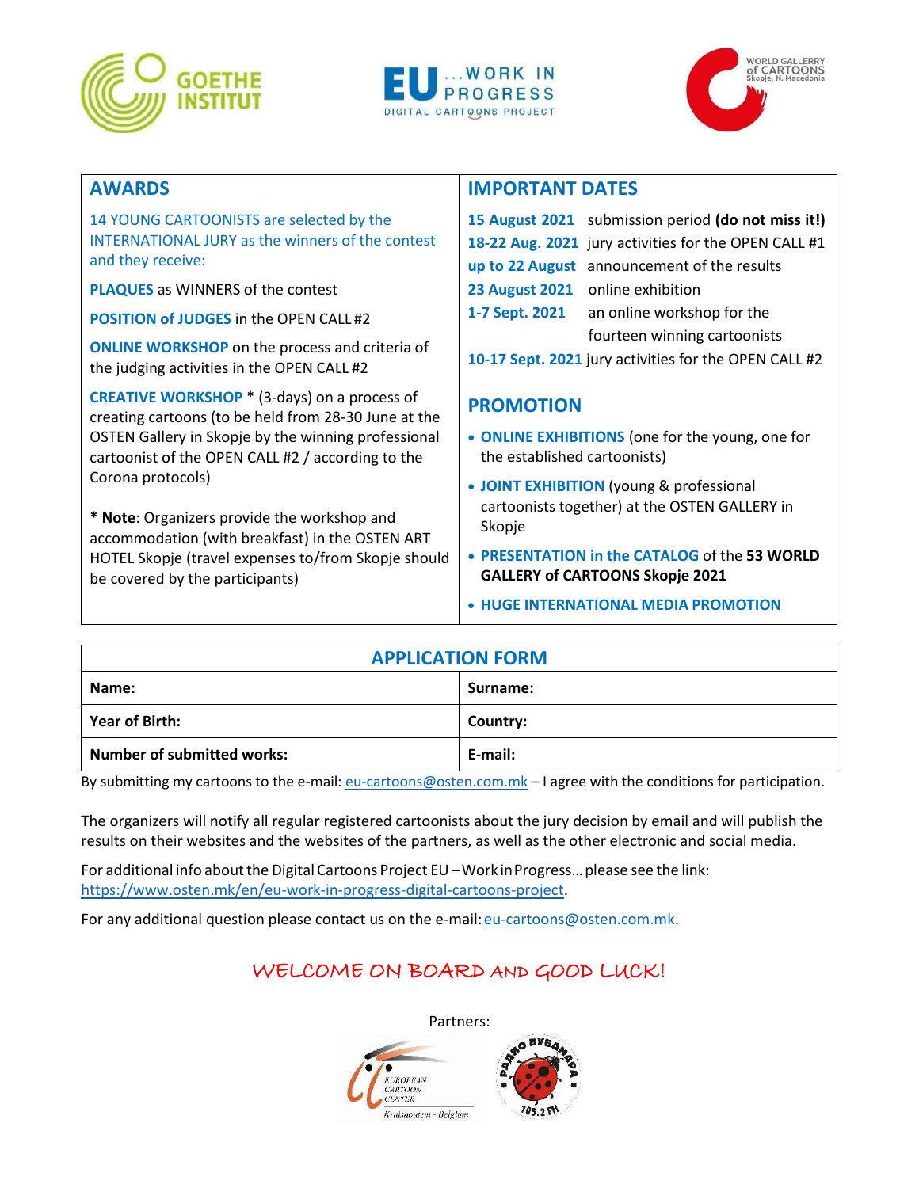## AWARDS

14 YOUNG CARTOONISTS are selected by the INTERNATIONAL JURY as the winners of the contest and they receive:

**PLAQUES** as WINNERS of the contest

**POSITION of JUDGES** in the OPEN CALL #2

**ONLINE WORKSHOP** on the process and criteria of the judging activities in the OPEN CALL #2

**CREATIVE WORKSHOP** * (3-days) on a process of creating cartoons (to be held from 28-30 June at the OSTEN Gallery in Skopje by the winning professional cartoonist of the OPEN CALL #2 / according to the Corona protocols)

* **Note**: Organizers provide the workshop and accommodation (with breakfast) in the OSTEN ART HOTEL Skopje (travel expenses to/from Skopje should be covered by the participants)

## IMPORTANT DATES

| | |
|---|---|
| **15 August 2021** | submission period **(do not miss it!)** |
| **18-22 Aug. 2021** | jury activities for the OPEN CALL #1 |
| **up to 22 August** | announcement of the results |
| **23 August 2021** | online exhibition |
| **1-7 Sept. 2021** | an online workshop for the fourteen winning cartoonists |
| **10-17 Sept. 2021** | jury activities for the OPEN CALL #2 |

## PROMOTION

- **ONLINE EXHIBITIONS** (one for the young, one for the established cartoonists)
- **JOINT EXHIBITION** (young & professional cartoonists together) at the OSTEN GALLERY in Skopje
- **PRESENTATION in the CATALOG** of the **53 WORLD GALLERY of CARTOONS Skopje 2021**
- **HUGE INTERNATIONAL MEDIA PROMOTION**

## APPLICATION FORM

| | |
|---|---|
| **Name:** | **Surname:** |
| **Year of Birth:** | **Country:** |
| **Number of submitted works:** | **E-mail:** |

By submitting my cartoons to the e-mail: eu-cartoons@osten.com.mk – I agree with the conditions for participation.

The organizers will notify all regular registered cartoonists about the jury decision by email and will publish the results on their websites and the websites of the partners, as well as the other electronic and social media.

For additional info about the Digital Cartoons Project EU – Work in Progress… please see the link: https://www.osten.mk/en/eu-work-in-progress-digital-cartoons-project.

For any additional question please contact us on the e-mail: eu-cartoons@osten.com.mk.

WELCOME ON BOARD AND GOOD LUCK!

Partners: